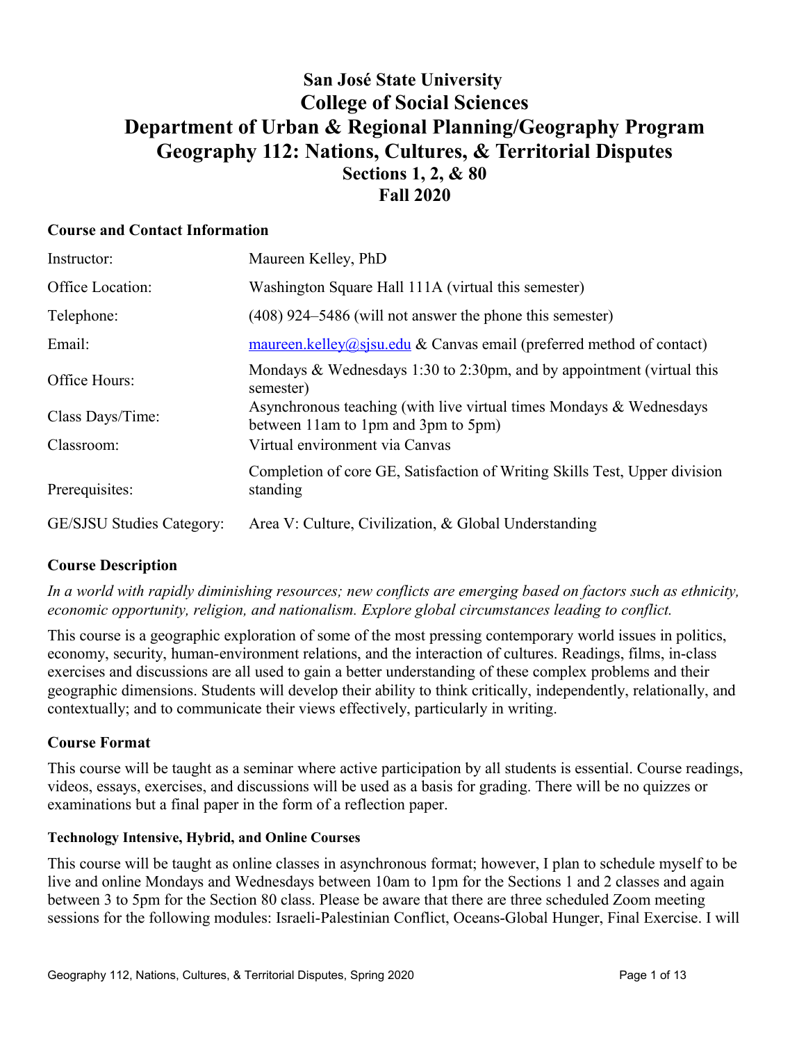# San José State University
# College of Social Sciences
# Department of Urban & Regional Planning/Geography Program
# Geography 112: Nations, Cultures, & Territorial Disputes
## Sections 1, 2, & 80
## Fall 2020

### Course and Contact Information

| | |
|---|---|
| Instructor: | Maureen Kelley, PhD |
| Office Location: | Washington Square Hall 111A (virtual this semester) |
| Telephone: | (408) 924–5486 (will not answer the phone this semester) |
| Email: | maureen.kelley@sjsu.edu & Canvas email (preferred method of contact) |
| Office Hours: | Mondays & Wednesdays 1:30 to 2:30pm, and by appointment (virtual this semester) |
| Class Days/Time: | Asynchronous teaching (with live virtual times Mondays & Wednesdays between 11am to 1pm and 3pm to 5pm) |
| Classroom: | Virtual environment via Canvas |
| Prerequisites: | Completion of core GE, Satisfaction of Writing Skills Test, Upper division standing |
| GE/SJSU Studies Category: | Area V: Culture, Civilization, & Global Understanding |

### Course Description

*In a world with rapidly diminishing resources; new conflicts are emerging based on factors such as ethnicity, economic opportunity, religion, and nationalism. Explore global circumstances leading to conflict.*

This course is a geographic exploration of some of the most pressing contemporary world issues in politics, economy, security, human-environment relations, and the interaction of cultures. Readings, films, in-class exercises and discussions are all used to gain a better understanding of these complex problems and their geographic dimensions. Students will develop their ability to think critically, independently, relationally, and contextually; and to communicate their views effectively, particularly in writing.

### Course Format

This course will be taught as a seminar where active participation by all students is essential. Course readings, videos, essays, exercises, and discussions will be used as a basis for grading. There will be no quizzes or examinations but a final paper in the form of a reflection paper.

#### Technology Intensive, Hybrid, and Online Courses

This course will be taught as online classes in asynchronous format; however, I plan to schedule myself to be live and online Mondays and Wednesdays between 10am to 1pm for the Sections 1 and 2 classes and again between 3 to 5pm for the Section 80 class. Please be aware that there are three scheduled Zoom meeting sessions for the following modules: Israeli-Palestinian Conflict, Oceans-Global Hunger, Final Exercise. I will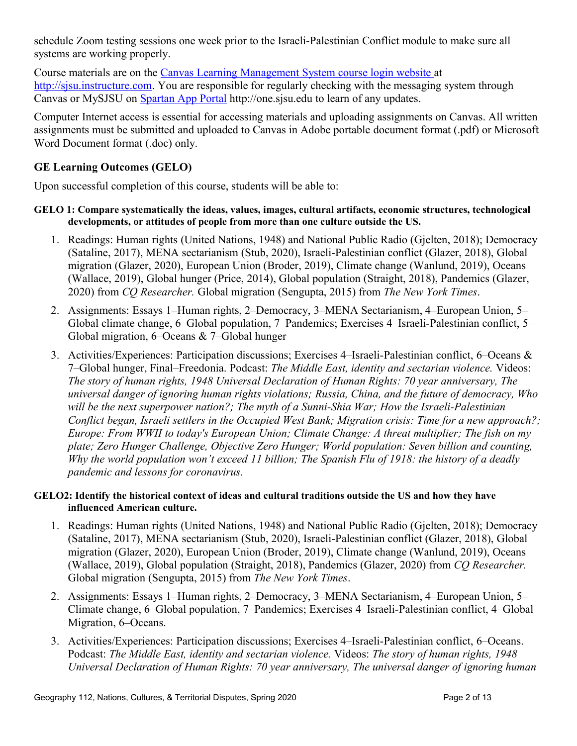schedule Zoom testing sessions one week prior to the Israeli-Palestinian Conflict module to make sure all systems are working properly.

Course materials are on the [Canvas Learning Management System course login website](http://sjsu.instructure.com) at http://sjsu.instructure.com. You are responsible for regularly checking with the messaging system through Canvas or MySJSU on [Spartan App Portal](http://one.sjsu.edu) http://one.sjsu.edu to learn of any updates.

Computer Internet access is essential for accessing materials and uploading assignments on Canvas. All written assignments must be submitted and uploaded to Canvas in Adobe portable document format (.pdf) or Microsoft Word Document format (.doc) only.

## GE Learning Outcomes (GELO)

Upon successful completion of this course, students will be able to:

**GELO 1: Compare systematically the ideas, values, images, cultural artifacts, economic structures, technological developments, or attitudes of people from more than one culture outside the US.**

1. Readings: Human rights (United Nations, 1948) and National Public Radio (Gjelten, 2018); Democracy (Sataline, 2017), MENA sectarianism (Stub, 2020), Israeli-Palestinian conflict (Glazer, 2018), Global migration (Glazer, 2020), European Union (Broder, 2019), Climate change (Wanlund, 2019), Oceans (Wallace, 2019), Global hunger (Price, 2014), Global population (Straight, 2018), Pandemics (Glazer, 2020) from *CQ Researcher.* Global migration (Sengupta, 2015) from *The New York Times*.
2. Assignments: Essays 1–Human rights, 2–Democracy, 3–MENA Sectarianism, 4–European Union, 5–Global climate change, 6–Global population, 7–Pandemics; Exercises 4–Israeli-Palestinian conflict, 5–Global migration, 6–Oceans & 7–Global hunger
3. Activities/Experiences: Participation discussions; Exercises 4–Israeli-Palestinian conflict, 6–Oceans & 7–Global hunger, Final–Freedonia. Podcast: *The Middle East, identity and sectarian violence.* Videos: *The story of human rights, 1948 Universal Declaration of Human Rights: 70 year anniversary, The universal danger of ignoring human rights violations; Russia, China, and the future of democracy, Who will be the next superpower nation?; The myth of a Sunni-Shia War; How the Israeli-Palestinian Conflict began, Israeli settlers in the Occupied West Bank; Migration crisis: Time for a new approach?; Europe: From WWII to today's European Union; Climate Change: A threat multiplier; The fish on my plate; Zero Hunger Challenge, Objective Zero Hunger; World population: Seven billion and counting, Why the world population won't exceed 11 billion; The Spanish Flu of 1918: the history of a deadly pandemic and lessons for coronavirus.*

**GELO2: Identify the historical context of ideas and cultural traditions outside the US and how they have influenced American culture.**

1. Readings: Human rights (United Nations, 1948) and National Public Radio (Gjelten, 2018); Democracy (Sataline, 2017), MENA sectarianism (Stub, 2020), Israeli-Palestinian conflict (Glazer, 2018), Global migration (Glazer, 2020), European Union (Broder, 2019), Climate change (Wanlund, 2019), Oceans (Wallace, 2019), Global population (Straight, 2018), Pandemics (Glazer, 2020) from *CQ Researcher.* Global migration (Sengupta, 2015) from *The New York Times*.
2. Assignments: Essays 1–Human rights, 2–Democracy, 3–MENA Sectarianism, 4–European Union, 5–Climate change, 6–Global population, 7–Pandemics; Exercises 4–Israeli-Palestinian conflict, 4–Global Migration, 6–Oceans.
3. Activities/Experiences: Participation discussions; Exercises 4–Israeli-Palestinian conflict, 6–Oceans. Podcast: *The Middle East, identity and sectarian violence.* Videos: *The story of human rights, 1948 Universal Declaration of Human Rights: 70 year anniversary, The universal danger of ignoring human*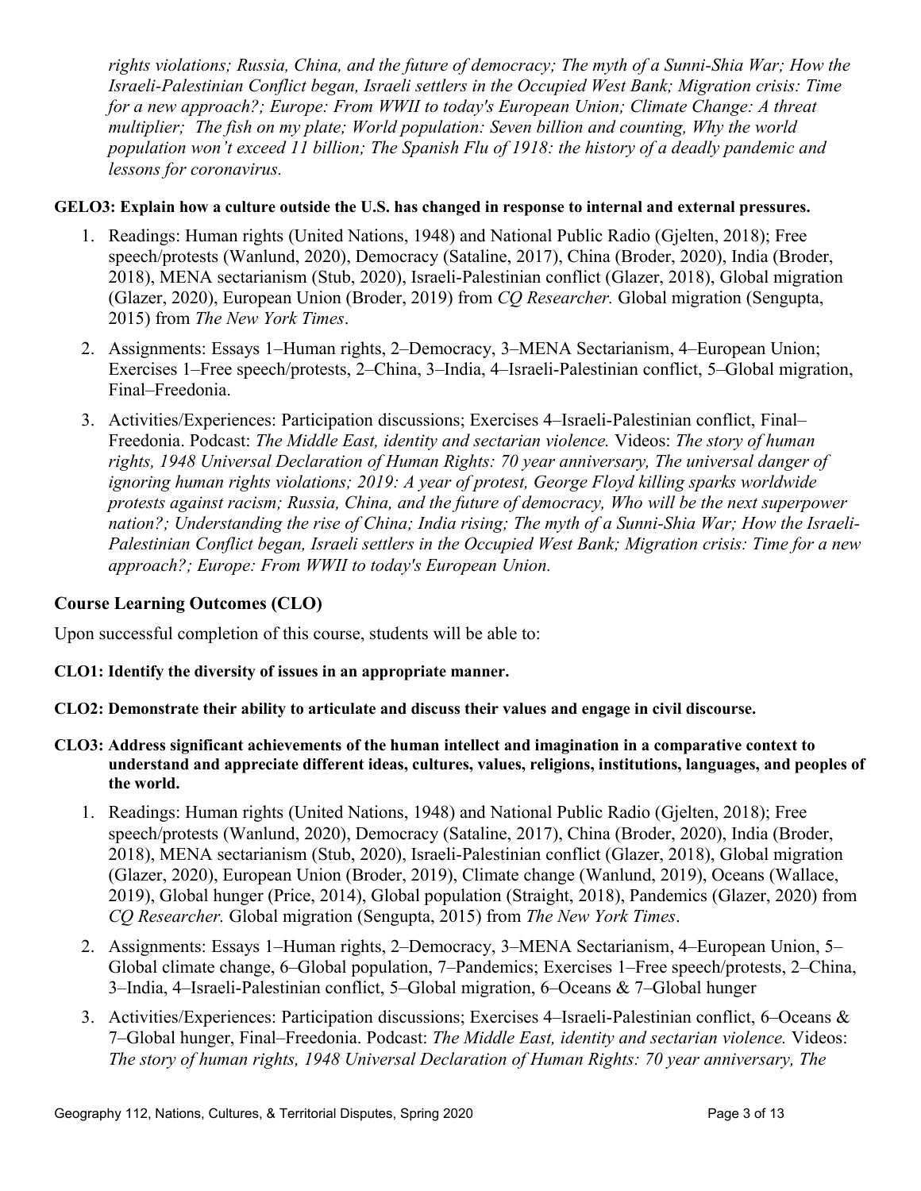*rights violations; Russia, China, and the future of democracy; The myth of a Sunni-Shia War; How the Israeli-Palestinian Conflict began, Israeli settlers in the Occupied West Bank; Migration crisis: Time for a new approach?; Europe: From WWII to today's European Union; Climate Change: A threat multiplier; The fish on my plate; World population: Seven billion and counting, Why the world population won't exceed 11 billion; The Spanish Flu of 1918: the history of a deadly pandemic and lessons for coronavirus.*

**GELO3: Explain how a culture outside the U.S. has changed in response to internal and external pressures.**

1. Readings: Human rights (United Nations, 1948) and National Public Radio (Gjelten, 2018); Free speech/protests (Wanlund, 2020), Democracy (Sataline, 2017), China (Broder, 2020), India (Broder, 2018), MENA sectarianism (Stub, 2020), Israeli-Palestinian conflict (Glazer, 2018), Global migration (Glazer, 2020), European Union (Broder, 2019) from *CQ Researcher.* Global migration (Sengupta, 2015) from *The New York Times*.
2. Assignments: Essays 1–Human rights, 2–Democracy, 3–MENA Sectarianism, 4–European Union; Exercises 1–Free speech/protests, 2–China, 3–India, 4–Israeli-Palestinian conflict, 5–Global migration, Final–Freedonia.
3. Activities/Experiences: Participation discussions; Exercises 4–Israeli-Palestinian conflict, Final–Freedonia. Podcast: *The Middle East, identity and sectarian violence.* Videos: *The story of human rights, 1948 Universal Declaration of Human Rights: 70 year anniversary, The universal danger of ignoring human rights violations; 2019: A year of protest, George Floyd killing sparks worldwide protests against racism; Russia, China, and the future of democracy, Who will be the next superpower nation?; Understanding the rise of China; India rising; The myth of a Sunni-Shia War; How the Israeli-Palestinian Conflict began, Israeli settlers in the Occupied West Bank; Migration crisis: Time for a new approach?; Europe: From WWII to today's European Union.*

## Course Learning Outcomes (CLO)

Upon successful completion of this course, students will be able to:

**CLO1: Identify the diversity of issues in an appropriate manner.**

**CLO2: Demonstrate their ability to articulate and discuss their values and engage in civil discourse.**

**CLO3: Address significant achievements of the human intellect and imagination in a comparative context to understand and appreciate different ideas, cultures, values, religions, institutions, languages, and peoples of the world.**

1. Readings: Human rights (United Nations, 1948) and National Public Radio (Gjelten, 2018); Free speech/protests (Wanlund, 2020), Democracy (Sataline, 2017), China (Broder, 2020), India (Broder, 2018), MENA sectarianism (Stub, 2020), Israeli-Palestinian conflict (Glazer, 2018), Global migration (Glazer, 2020), European Union (Broder, 2019), Climate change (Wanlund, 2019), Oceans (Wallace, 2019), Global hunger (Price, 2014), Global population (Straight, 2018), Pandemics (Glazer, 2020) from *CQ Researcher.* Global migration (Sengupta, 2015) from *The New York Times*.
2. Assignments: Essays 1–Human rights, 2–Democracy, 3–MENA Sectarianism, 4–European Union, 5–Global climate change, 6–Global population, 7–Pandemics; Exercises 1–Free speech/protests, 2–China, 3–India, 4–Israeli-Palestinian conflict, 5–Global migration, 6–Oceans & 7–Global hunger
3. Activities/Experiences: Participation discussions; Exercises 4–Israeli-Palestinian conflict, 6–Oceans & 7–Global hunger, Final–Freedonia. Podcast: *The Middle East, identity and sectarian violence.* Videos: *The story of human rights, 1948 Universal Declaration of Human Rights: 70 year anniversary, The*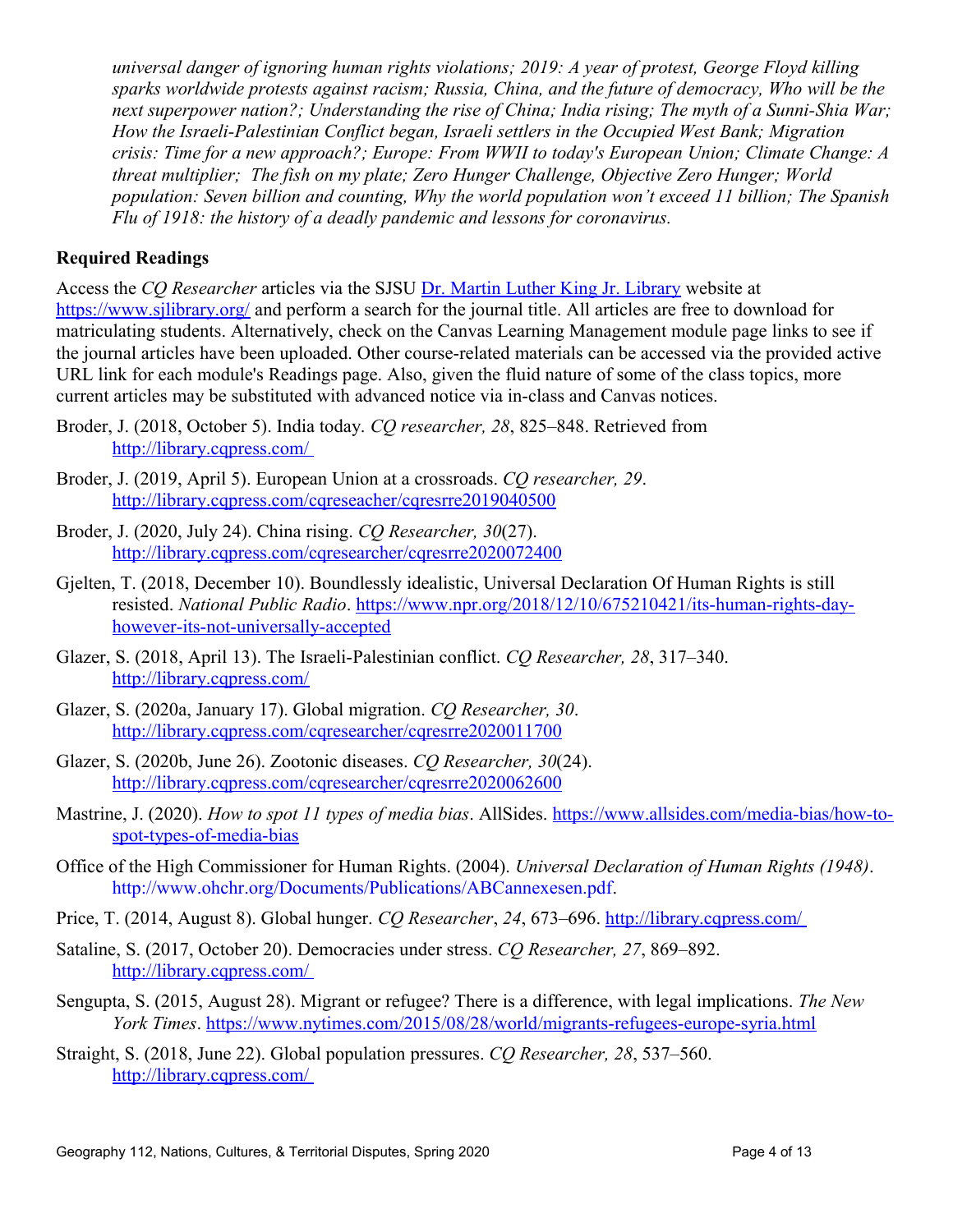*universal danger of ignoring human rights violations; 2019: A year of protest, George Floyd killing sparks worldwide protests against racism; Russia, China, and the future of democracy, Who will be the next superpower nation?; Understanding the rise of China; India rising; The myth of a Sunni-Shia War; How the Israeli-Palestinian Conflict began, Israeli settlers in the Occupied West Bank; Migration crisis: Time for a new approach?; Europe: From WWII to today's European Union; Climate Change: A threat multiplier; The fish on my plate; Zero Hunger Challenge, Objective Zero Hunger; World population: Seven billion and counting, Why the world population won't exceed 11 billion; The Spanish Flu of 1918: the history of a deadly pandemic and lessons for coronavirus.*

### Required Readings

Access the *CQ Researcher* articles via the SJSU Dr. Martin Luther King Jr. Library website at https://www.sjlibrary.org/ and perform a search for the journal title. All articles are free to download for matriculating students. Alternatively, check on the Canvas Learning Management module page links to see if the journal articles have been uploaded. Other course-related materials can be accessed via the provided active URL link for each module's Readings page. Also, given the fluid nature of some of the class topics, more current articles may be substituted with advanced notice via in-class and Canvas notices.

Broder, J. (2018, October 5). India today. *CQ researcher, 28*, 825–848. Retrieved from http://library.cqpress.com/

Broder, J. (2019, April 5). European Union at a crossroads. *CQ researcher, 29*. http://library.cqpress.com/cqreseacher/cqresrre2019040500

Broder, J. (2020, July 24). China rising. *CQ Researcher, 30*(27). http://library.cqpress.com/cqresearcher/cqresrre2020072400

Gjelten, T. (2018, December 10). Boundlessly idealistic, Universal Declaration Of Human Rights is still resisted. *National Public Radio*. https://www.npr.org/2018/12/10/675210421/its-human-rights-day-however-its-not-universally-accepted

Glazer, S. (2018, April 13). The Israeli-Palestinian conflict. *CQ Researcher, 28*, 317–340. http://library.cqpress.com/

Glazer, S. (2020a, January 17). Global migration. *CQ Researcher, 30*. http://library.cqpress.com/cqresearcher/cqresrre2020011700

Glazer, S. (2020b, June 26). Zootonic diseases. *CQ Researcher, 30*(24). http://library.cqpress.com/cqresearcher/cqresrre2020062600

Mastrine, J. (2020). *How to spot 11 types of media bias*. AllSides. https://www.allsides.com/media-bias/how-to-spot-types-of-media-bias

Office of the High Commissioner for Human Rights. (2004). *Universal Declaration of Human Rights (1948)*. http://www.ohchr.org/Documents/Publications/ABCannexesen.pdf.

Price, T. (2014, August 8). Global hunger. *CQ Researcher*, *24*, 673–696. http://library.cqpress.com/

Sataline, S. (2017, October 20). Democracies under stress. *CQ Researcher, 27*, 869–892. http://library.cqpress.com/

Sengupta, S. (2015, August 28). Migrant or refugee? There is a difference, with legal implications. *The New York Times*. https://www.nytimes.com/2015/08/28/world/migrants-refugees-europe-syria.html

Straight, S. (2018, June 22). Global population pressures. *CQ Researcher, 28*, 537–560. http://library.cqpress.com/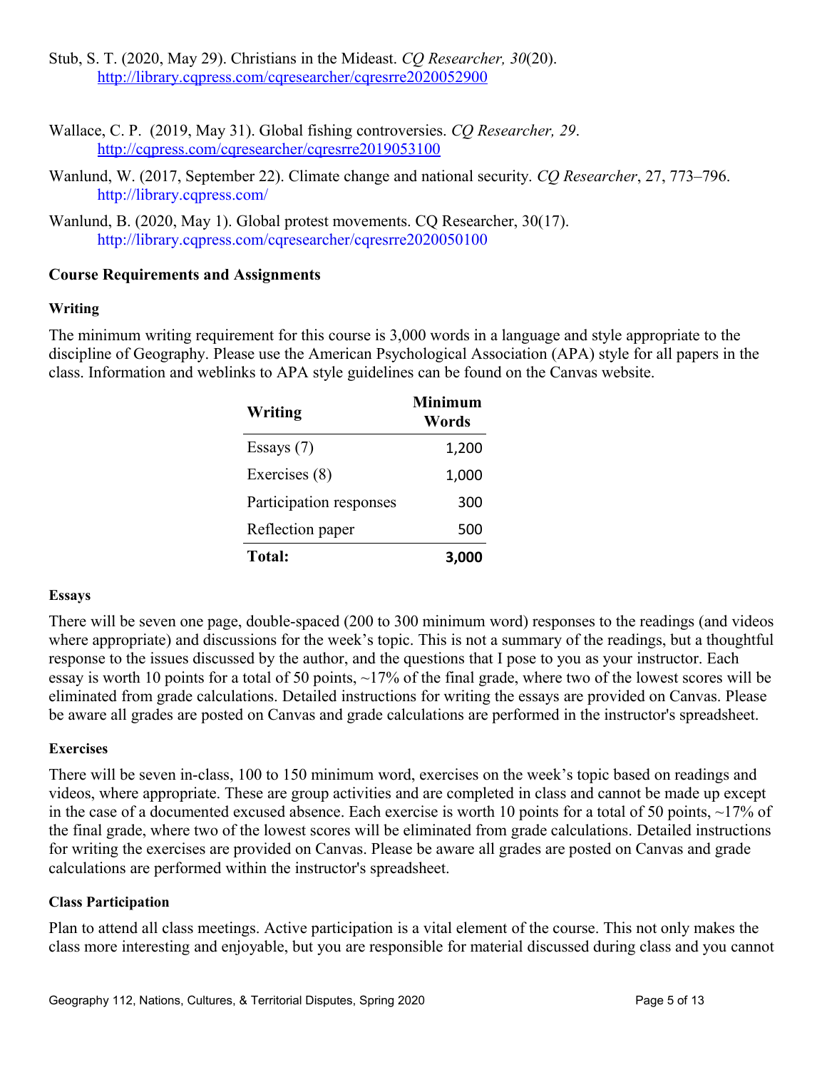Stub, S. T. (2020, May 29). Christians in the Mideast. *CQ Researcher, 30*(20). http://library.cqpress.com/cqresearcher/cqresrre2020052900

Wallace, C. P. (2019, May 31). Global fishing controversies. *CQ Researcher, 29*. http://cqpress.com/cqresearcher/cqresrre2019053100

Wanlund, W. (2017, September 22). Climate change and national security. *CQ Researcher*, 27, 773–796. http://library.cqpress.com/

Wanlund, B. (2020, May 1). Global protest movements. CQ Researcher, 30(17). http://library.cqpress.com/cqresearcher/cqresrre2020050100

### Course Requirements and Assignments

#### Writing

The minimum writing requirement for this course is 3,000 words in a language and style appropriate to the discipline of Geography. Please use the American Psychological Association (APA) style for all papers in the class. Information and weblinks to APA style guidelines can be found on the Canvas website.

| Writing | Minimum Words |
|---|---|
| Essays (7) | 1,200 |
| Exercises (8) | 1,000 |
| Participation responses | 300 |
| Reflection paper | 500 |
| **Total:** | **3,000** |

#### Essays

There will be seven one page, double-spaced (200 to 300 minimum word) responses to the readings (and videos where appropriate) and discussions for the week's topic. This is not a summary of the readings, but a thoughtful response to the issues discussed by the author, and the questions that I pose to you as your instructor. Each essay is worth 10 points for a total of 50 points, ~17% of the final grade, where two of the lowest scores will be eliminated from grade calculations. Detailed instructions for writing the essays are provided on Canvas. Please be aware all grades are posted on Canvas and grade calculations are performed in the instructor's spreadsheet.

#### Exercises

There will be seven in-class, 100 to 150 minimum word, exercises on the week's topic based on readings and videos, where appropriate. These are group activities and are completed in class and cannot be made up except in the case of a documented excused absence. Each exercise is worth 10 points for a total of 50 points, ~17% of the final grade, where two of the lowest scores will be eliminated from grade calculations. Detailed instructions for writing the exercises are provided on Canvas. Please be aware all grades are posted on Canvas and grade calculations are performed within the instructor's spreadsheet.

#### Class Participation

Plan to attend all class meetings. Active participation is a vital element of the course. This not only makes the class more interesting and enjoyable, but you are responsible for material discussed during class and you cannot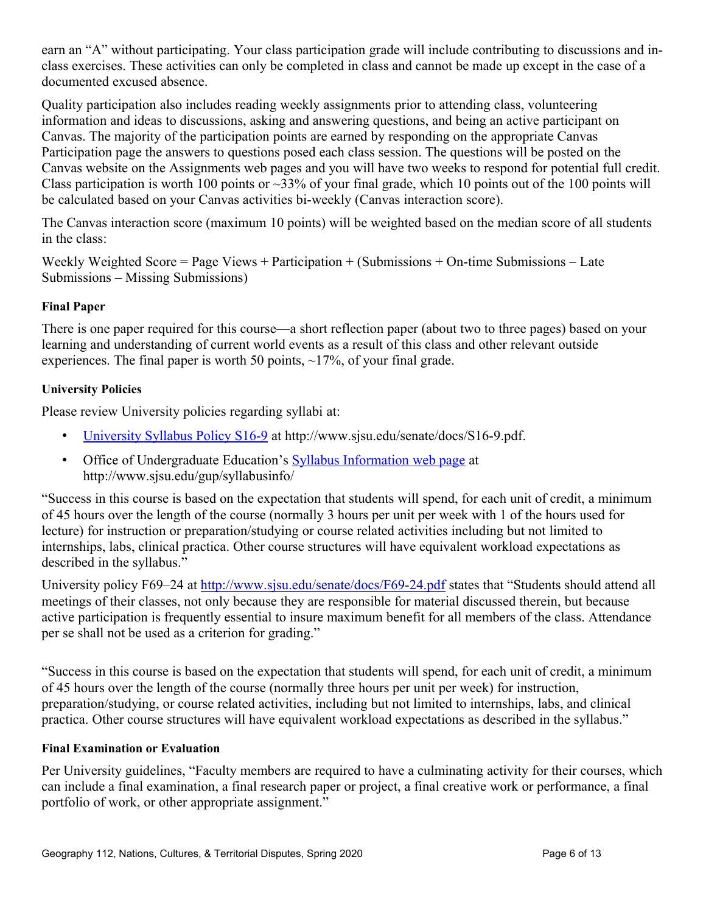earn an "A" without participating. Your class participation grade will include contributing to discussions and in-class exercises. These activities can only be completed in class and cannot be made up except in the case of a documented excused absence.

Quality participation also includes reading weekly assignments prior to attending class, volunteering information and ideas to discussions, asking and answering questions, and being an active participant on Canvas. The majority of the participation points are earned by responding on the appropriate Canvas Participation page the answers to questions posed each class session. The questions will be posted on the Canvas website on the Assignments web pages and you will have two weeks to respond for potential full credit. Class participation is worth 100 points or ~33% of your final grade, which 10 points out of the 100 points will be calculated based on your Canvas activities bi-weekly (Canvas interaction score).

The Canvas interaction score (maximum 10 points) will be weighted based on the median score of all students in the class:

Weekly Weighted Score = Page Views + Participation + (Submissions + On-time Submissions – Late Submissions – Missing Submissions)

### Final Paper

There is one paper required for this course—a short reflection paper (about two to three pages) based on your learning and understanding of current world events as a result of this class and other relevant outside experiences. The final paper is worth 50 points, ~17%, of your final grade.

### University Policies

Please review University policies regarding syllabi at:

- University Syllabus Policy S16-9 at http://www.sjsu.edu/senate/docs/S16-9.pdf.
- Office of Undergraduate Education's Syllabus Information web page at http://www.sjsu.edu/gup/syllabusinfo/

"Success in this course is based on the expectation that students will spend, for each unit of credit, a minimum of 45 hours over the length of the course (normally 3 hours per unit per week with 1 of the hours used for lecture) for instruction or preparation/studying or course related activities including but not limited to internships, labs, clinical practica. Other course structures will have equivalent workload expectations as described in the syllabus."

University policy F69–24 at http://www.sjsu.edu/senate/docs/F69-24.pdf states that "Students should attend all meetings of their classes, not only because they are responsible for material discussed therein, but because active participation is frequently essential to insure maximum benefit for all members of the class. Attendance per se shall not be used as a criterion for grading."

"Success in this course is based on the expectation that students will spend, for each unit of credit, a minimum of 45 hours over the length of the course (normally three hours per unit per week) for instruction, preparation/studying, or course related activities, including but not limited to internships, labs, and clinical practica. Other course structures will have equivalent workload expectations as described in the syllabus."

### Final Examination or Evaluation

Per University guidelines, "Faculty members are required to have a culminating activity for their courses, which can include a final examination, a final research paper or project, a final creative work or performance, a final portfolio of work, or other appropriate assignment."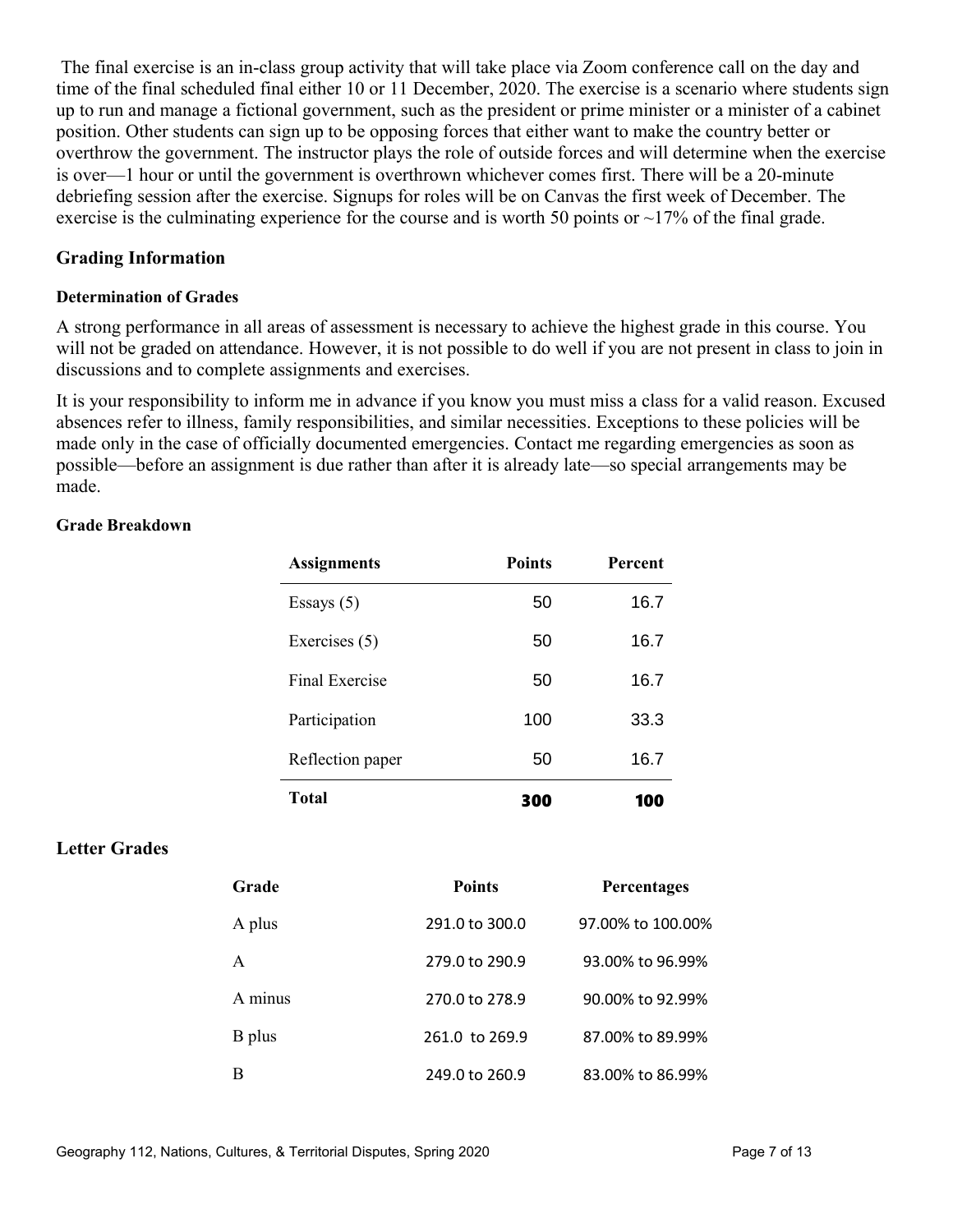The final exercise is an in-class group activity that will take place via Zoom conference call on the day and time of the final scheduled final either 10 or 11 December, 2020. The exercise is a scenario where students sign up to run and manage a fictional government, such as the president or prime minister or a minister of a cabinet position. Other students can sign up to be opposing forces that either want to make the country better or overthrow the government. The instructor plays the role of outside forces and will determine when the exercise is over—1 hour or until the government is overthrown whichever comes first. There will be a 20-minute debriefing session after the exercise. Signups for roles will be on Canvas the first week of December. The exercise is the culminating experience for the course and is worth 50 points or ~17% of the final grade.

## Grading Information

### Determination of Grades

A strong performance in all areas of assessment is necessary to achieve the highest grade in this course. You will not be graded on attendance. However, it is not possible to do well if you are not present in class to join in discussions and to complete assignments and exercises.

It is your responsibility to inform me in advance if you know you must miss a class for a valid reason. Excused absences refer to illness, family responsibilities, and similar necessities. Exceptions to these policies will be made only in the case of officially documented emergencies. Contact me regarding emergencies as soon as possible—before an assignment is due rather than after it is already late—so special arrangements may be made.

### Grade Breakdown

| Assignments | Points | Percent |
|---|---|---|
| Essays (5) | 50 | 16.7 |
| Exercises (5) | 50 | 16.7 |
| Final Exercise | 50 | 16.7 |
| Participation | 100 | 33.3 |
| Reflection paper | 50 | 16.7 |
| **Total** | **300** | **100** |

## Letter Grades

| Grade | Points | Percentages |
|---|---|---|
| A plus | 291.0 to 300.0 | 97.00% to 100.00% |
| A | 279.0 to 290.9 | 93.00% to 96.99% |
| A minus | 270.0 to 278.9 | 90.00% to 92.99% |
| B plus | 261.0 to 269.9 | 87.00% to 89.99% |
| B | 249.0 to 260.9 | 83.00% to 86.99% |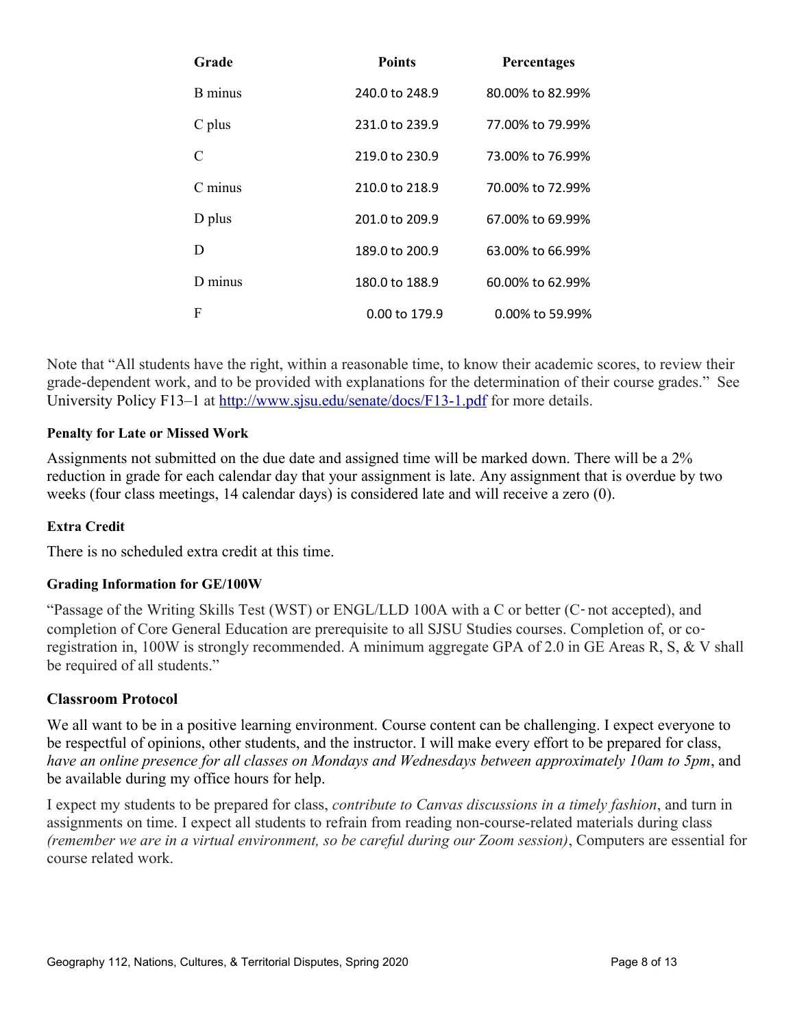| Grade | Points | Percentages |
|---|---|---|
| B minus | 240.0 to 248.9 | 80.00% to 82.99% |
| C plus | 231.0 to 239.9 | 77.00% to 79.99% |
| C | 219.0 to 230.9 | 73.00% to 76.99% |
| C minus | 210.0 to 218.9 | 70.00% to 72.99% |
| D plus | 201.0 to 209.9 | 67.00% to 69.99% |
| D | 189.0 to 200.9 | 63.00% to 66.99% |
| D minus | 180.0 to 188.9 | 60.00% to 62.99% |
| F | 0.00 to 179.9 | 0.00% to 59.99% |

Note that "All students have the right, within a reasonable time, to know their academic scores, to review their grade-dependent work, and to be provided with explanations for the determination of their course grades." See University Policy F13–1 at [http://www.sjsu.edu/senate/docs/F13-1.pdf](http://www.sjsu.edu/senate/docs/F13-1.pdf) for more details.

#### Penalty for Late or Missed Work

Assignments not submitted on the due date and assigned time will be marked down. There will be a 2% reduction in grade for each calendar day that your assignment is late. Any assignment that is overdue by two weeks (four class meetings, 14 calendar days) is considered late and will receive a zero (0).

#### Extra Credit

There is no scheduled extra credit at this time.

#### Grading Information for GE/100W

"Passage of the Writing Skills Test (WST) or ENGL/LLD 100A with a C or better (C‐ not accepted), and completion of Core General Education are prerequisite to all SJSU Studies courses. Completion of, or co‐registration in, 100W is strongly recommended. A minimum aggregate GPA of 2.0 in GE Areas R, S, & V shall be required of all students."

### Classroom Protocol

We all want to be in a positive learning environment. Course content can be challenging. I expect everyone to be respectful of opinions, other students, and the instructor. I will make every effort to be prepared for class, *have an online presence for all classes on Mondays and Wednesdays between approximately 10am to 5pm*, and be available during my office hours for help.

I expect my students to be prepared for class, *contribute to Canvas discussions in a timely fashion*, and turn in assignments on time. I expect all students to refrain from reading non-course-related materials during class *(remember we are in a virtual environment, so be careful during our Zoom session)*, Computers are essential for course related work.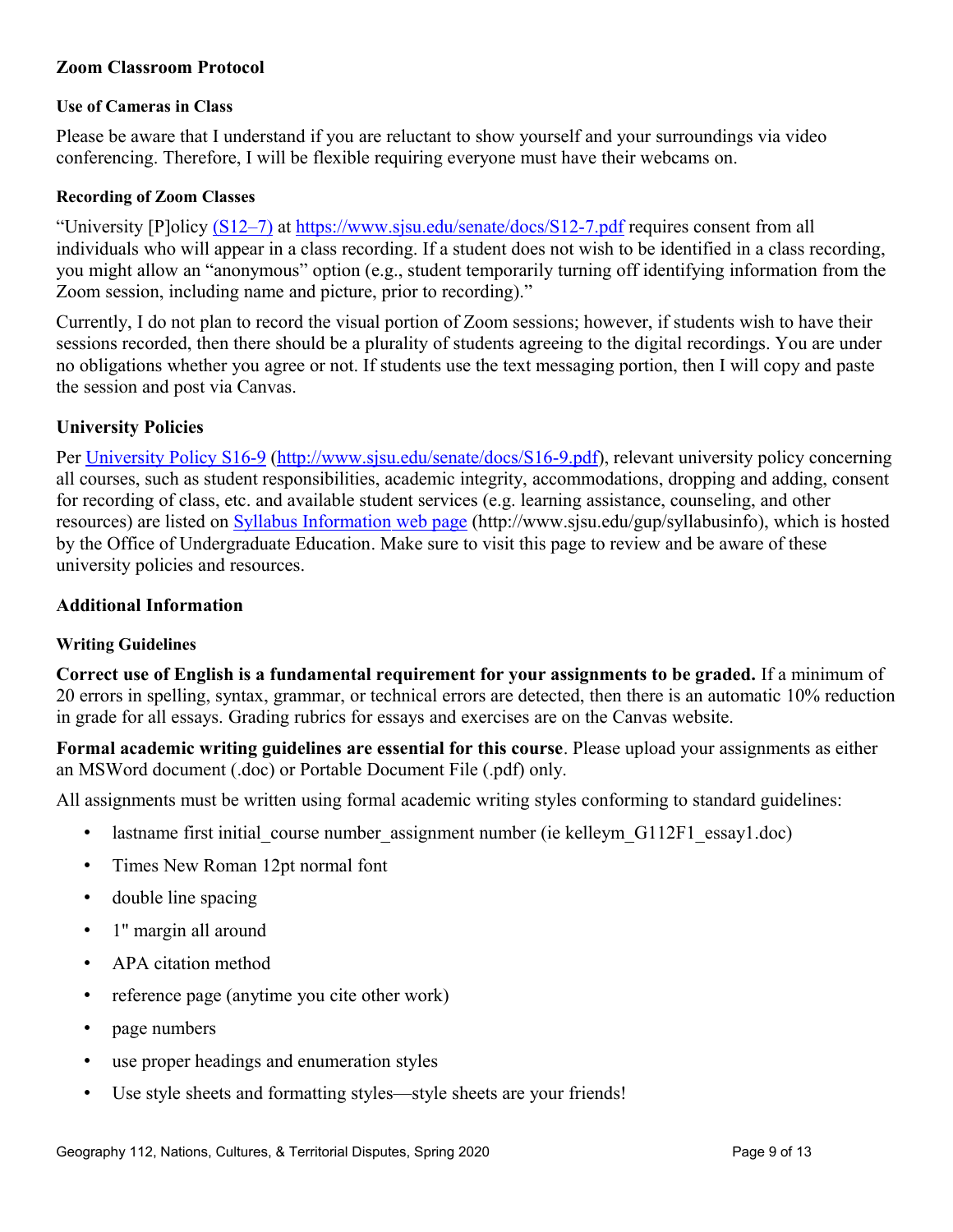## Zoom Classroom Protocol

### Use of Cameras in Class

Please be aware that I understand if you are reluctant to show yourself and your surroundings via video conferencing. Therefore, I will be flexible requiring everyone must have their webcams on.

### Recording of Zoom Classes

"University [P]olicy [(S12–7)](https://www.sjsu.edu/senate/docs/S12-7.pdf) at [https://www.sjsu.edu/senate/docs/S12-7.pdf](https://www.sjsu.edu/senate/docs/S12-7.pdf) requires consent from all individuals who will appear in a class recording. If a student does not wish to be identified in a class recording, you might allow an "anonymous" option (e.g., student temporarily turning off identifying information from the Zoom session, including name and picture, prior to recording)."

Currently, I do not plan to record the visual portion of Zoom sessions; however, if students wish to have their sessions recorded, then there should be a plurality of students agreeing to the digital recordings. You are under no obligations whether you agree or not. If students use the text messaging portion, then I will copy and paste the session and post via Canvas.

## University Policies

Per [University Policy S16-9](http://www.sjsu.edu/senate/docs/S16-9.pdf) ([http://www.sjsu.edu/senate/docs/S16-9.pdf](http://www.sjsu.edu/senate/docs/S16-9.pdf)), relevant university policy concerning all courses, such as student responsibilities, academic integrity, accommodations, dropping and adding, consent for recording of class, etc. and available student services (e.g. learning assistance, counseling, and other resources) are listed on [Syllabus Information web page](http://www.sjsu.edu/gup/syllabusinfo) (http://www.sjsu.edu/gup/syllabusinfo), which is hosted by the Office of Undergraduate Education. Make sure to visit this page to review and be aware of these university policies and resources.

## Additional Information

### Writing Guidelines

**Correct use of English is a fundamental requirement for your assignments to be graded.** If a minimum of 20 errors in spelling, syntax, grammar, or technical errors are detected, then there is an automatic 10% reduction in grade for all essays. Grading rubrics for essays and exercises are on the Canvas website.

**Formal academic writing guidelines are essential for this course**. Please upload your assignments as either an MSWord document (.doc) or Portable Document File (.pdf) only.

All assignments must be written using formal academic writing styles conforming to standard guidelines:

- lastname first initial_course number_assignment number (ie kelleym_G112F1_essay1.doc)
- Times New Roman 12pt normal font
- double line spacing
- 1" margin all around
- APA citation method
- reference page (anytime you cite other work)
- page numbers
- use proper headings and enumeration styles
- Use style sheets and formatting styles—style sheets are your friends!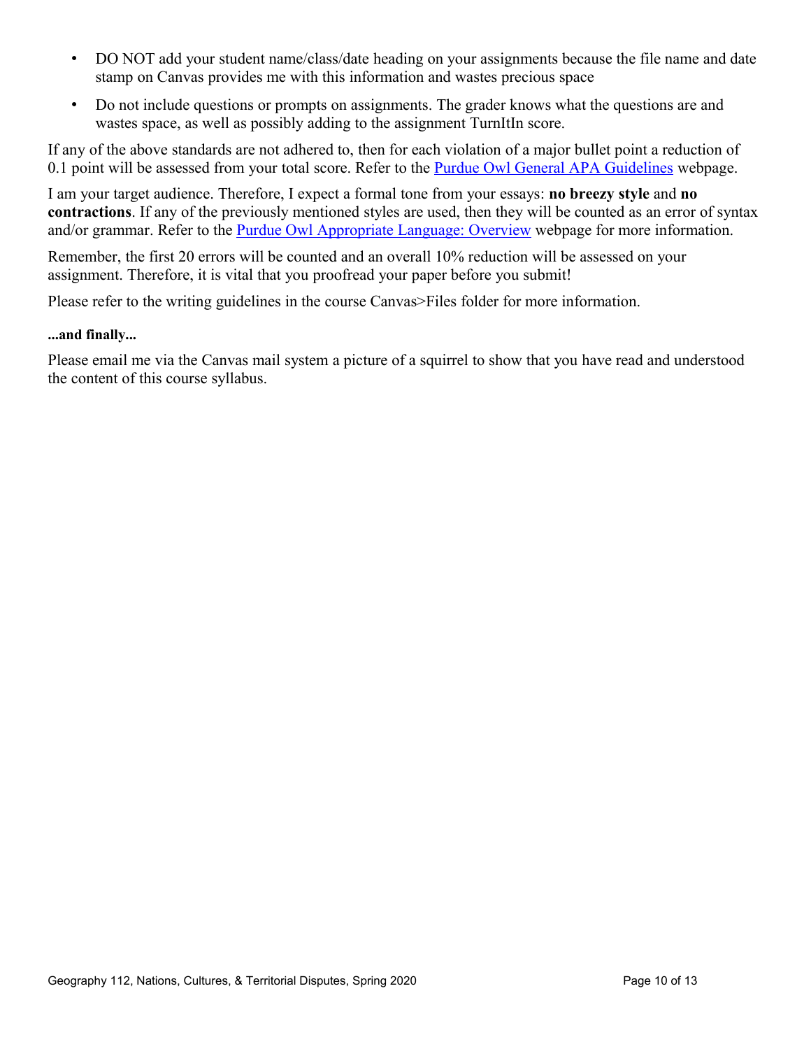- DO NOT add your student name/class/date heading on your assignments because the file name and date stamp on Canvas provides me with this information and wastes precious space
- Do not include questions or prompts on assignments. The grader knows what the questions are and wastes space, as well as possibly adding to the assignment TurnItIn score.

If any of the above standards are not adhered to, then for each violation of a major bullet point a reduction of 0.1 point will be assessed from your total score. Refer to the [Purdue Owl General APA Guidelines]() webpage.

I am your target audience. Therefore, I expect a formal tone from your essays: **no breezy style** and **no contractions**. If any of the previously mentioned styles are used, then they will be counted as an error of syntax and/or grammar. Refer to the [Purdue Owl Appropriate Language: Overview]() webpage for more information.

Remember, the first 20 errors will be counted and an overall 10% reduction will be assessed on your assignment. Therefore, it is vital that you proofread your paper before you submit!

Please refer to the writing guidelines in the course Canvas>Files folder for more information.

**...and finally...**

Please email me via the Canvas mail system a picture of a squirrel to show that you have read and understood the content of this course syllabus.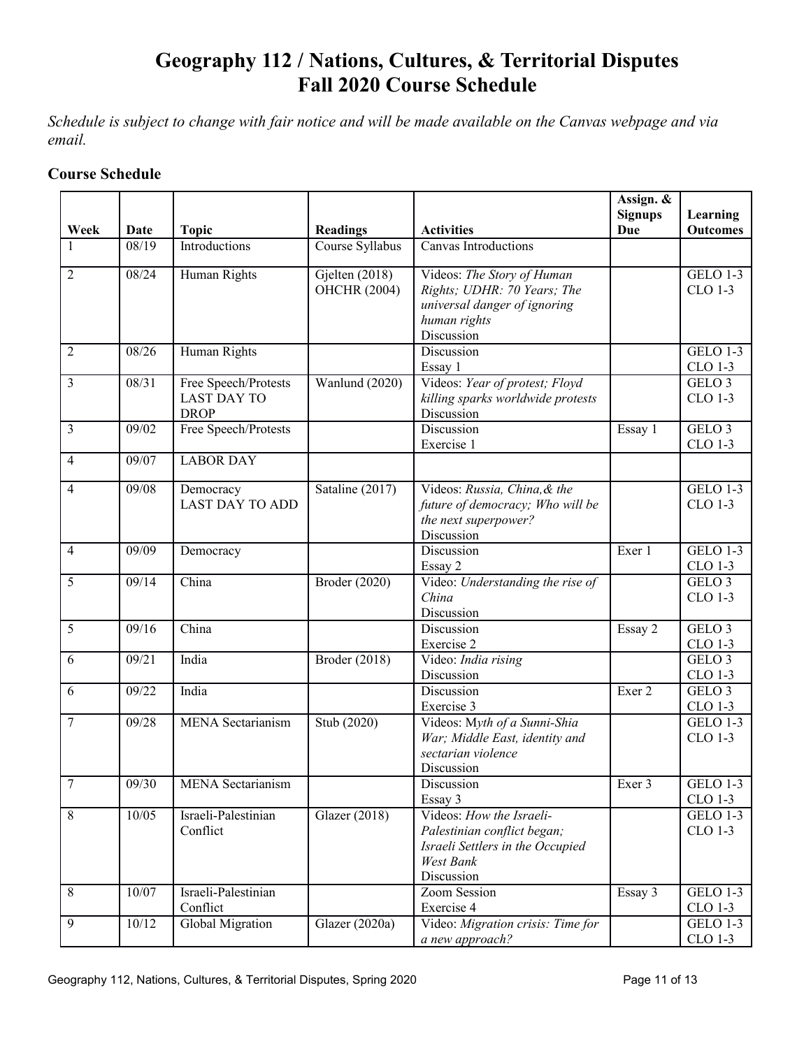# Geography 112 / Nations, Cultures, & Territorial Disputes
# Fall 2020 Course Schedule

*Schedule is subject to change with fair notice and will be made available on the Canvas webpage and via email.*

### Course Schedule

| Week | Date | Topic | Readings | Activities | Assign. & Signups Due | Learning Outcomes |
|---|---|---|---|---|---|---|
| 1 | 08/19 | Introductions | Course Syllabus | Canvas Introductions | | |
| 2 | 08/24 | Human Rights | Gjelten (2018)<br>OHCHR (2004) | Videos: *The Story of Human Rights; UDHR: 70 Years; The universal danger of ignoring human rights*<br>Discussion | | GELO 1-3<br>CLO 1-3 |
| 2 | 08/26 | Human Rights | | Discussion<br>Essay 1 | | GELO 1-3<br>CLO 1-3 |
| 3 | 08/31 | Free Speech/Protests<br>LAST DAY TO DROP | Wanlund (2020) | Videos: *Year of protest; Floyd killing sparks worldwide protests*<br>Discussion | | GELO 3<br>CLO 1-3 |
| 3 | 09/02 | Free Speech/Protests | | Discussion<br>Exercise 1 | Essay 1 | GELO 3<br>CLO 1-3 |
| 4 | 09/07 | LABOR DAY | | | | |
| 4 | 09/08 | Democracy<br>LAST DAY TO ADD | Sataline (2017) | Videos: *Russia, China,& the future of democracy; Who will be the next superpower?*<br>Discussion | | GELO 1-3<br>CLO 1-3 |
| 4 | 09/09 | Democracy | | Discussion<br>Essay 2 | Exer 1 | GELO 1-3<br>CLO 1-3 |
| 5 | 09/14 | China | Broder (2020) | Video: *Understanding the rise of China*<br>Discussion | | GELO 3<br>CLO 1-3 |
| 5 | 09/16 | China | | Discussion<br>Exercise 2 | Essay 2 | GELO 3<br>CLO 1-3 |
| 6 | 09/21 | India | Broder (2018) | Video: *India rising*<br>Discussion | | GELO 3<br>CLO 1-3 |
| 6 | 09/22 | India | | Discussion<br>Exercise 3 | Exer 2 | GELO 3<br>CLO 1-3 |
| 7 | 09/28 | MENA Sectarianism | Stub (2020) | Videos: M*yth of a Sunni-Shia War; Middle East, identity and sectarian violence*<br>Discussion | | GELO 1-3<br>CLO 1-3 |
| 7 | 09/30 | MENA Sectarianism | | Discussion<br>Essay 3 | Exer 3 | GELO 1-3<br>CLO 1-3 |
| 8 | 10/05 | Israeli-Palestinian Conflict | Glazer (2018) | Videos: *How the Israeli-Palestinian conflict began; Israeli Settlers in the Occupied West Bank*<br>Discussion | | GELO 1-3<br>CLO 1-3 |
| 8 | 10/07 | Israeli-Palestinian Conflict | | Zoom Session<br>Exercise 4 | Essay 3 | GELO 1-3<br>CLO 1-3 |
| 9 | 10/12 | Global Migration | Glazer (2020a) | Video: *Migration crisis: Time for a new approach?* | | GELO 1-3<br>CLO 1-3 |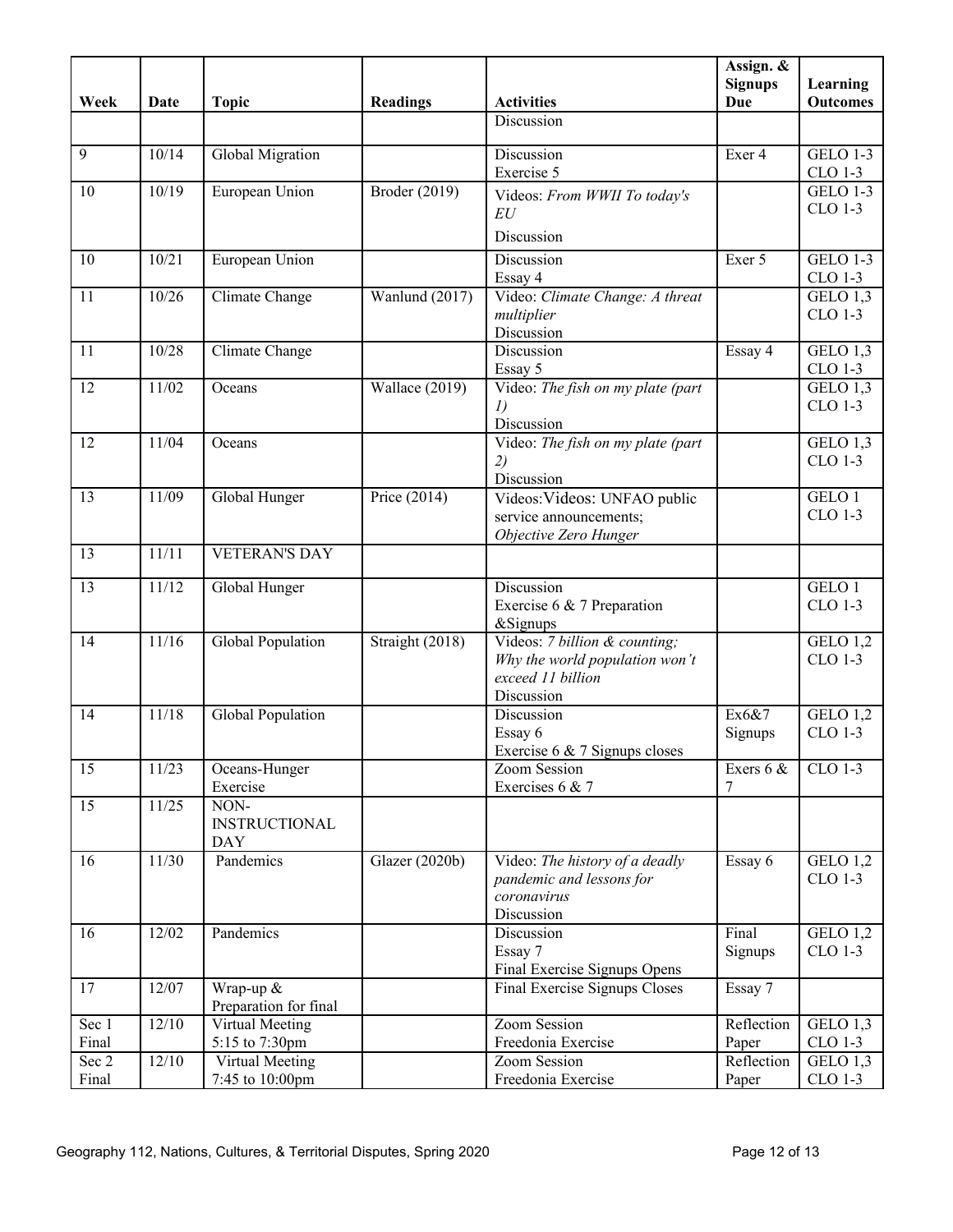| Week | Date | Topic | Readings | Activities | Assign. & Signups Due | Learning Outcomes |
|---|---|---|---|---|---|---|
| | | | | Discussion | | |
| 9 | 10/14 | Global Migration | | Discussion<br>Exercise 5 | Exer 4 | GELO 1-3<br>CLO 1-3 |
| 10 | 10/19 | European Union | Broder (2019) | Videos: *From WWII To today's EU*<br>Discussion | | GELO 1-3<br>CLO 1-3 |
| 10 | 10/21 | European Union | | Discussion<br>Essay 4 | Exer 5 | GELO 1-3<br>CLO 1-3 |
| 11 | 10/26 | Climate Change | Wanlund (2017) | Video: *Climate Change: A threat multiplier*<br>Discussion | | GELO 1,3<br>CLO 1-3 |
| 11 | 10/28 | Climate Change | | Discussion<br>Essay 5 | Essay 4 | GELO 1,3<br>CLO 1-3 |
| 12 | 11/02 | Oceans | Wallace (2019) | Video: *The fish on my plate (part 1)*<br>Discussion | | GELO 1,3<br>CLO 1-3 |
| 12 | 11/04 | Oceans | | Video: *The fish on my plate (part 2)*<br>Discussion | | GELO 1,3<br>CLO 1-3 |
| 13 | 11/09 | Global Hunger | Price (2014) | Videos:Videos: UNFAO public service announcements; *Objective Zero Hunger* | | GELO 1<br>CLO 1-3 |
| 13 | 11/11 | VETERAN'S DAY | | | | |
| 13 | 11/12 | Global Hunger | | Discussion<br>Exercise 6 & 7 Preparation &Signups | | GELO 1<br>CLO 1-3 |
| 14 | 11/16 | Global Population | Straight (2018) | Videos: *7 billion & counting; Why the world population won't exceed 11 billion*<br>Discussion | | GELO 1,2<br>CLO 1-3 |
| 14 | 11/18 | Global Population | | Discussion<br>Essay 6<br>Exercise 6 & 7 Signups closes | Ex6&7 Signups | GELO 1,2<br>CLO 1-3 |
| 15 | 11/23 | Oceans-Hunger Exercise | | Zoom Session<br>Exercises 6 & 7 | Exers 6 & 7 | CLO 1-3 |
| 15 | 11/25 | NON-INSTRUCTIONAL DAY | | | | |
| 16 | 11/30 | Pandemics | Glazer (2020b) | Video: *The history of a deadly pandemic and lessons for coronavirus*<br>Discussion | Essay 6 | GELO 1,2<br>CLO 1-3 |
| 16 | 12/02 | Pandemics | | Discussion<br>Essay 7<br>Final Exercise Signups Opens | Final Signups | GELO 1,2<br>CLO 1-3 |
| 17 | 12/07 | Wrap-up & Preparation for final | | Final Exercise Signups Closes | Essay 7 | |
| Sec 1 Final | 12/10 | Virtual Meeting 5:15 to 7:30pm | | Zoom Session<br>Freedonia Exercise | Reflection Paper | GELO 1,3<br>CLO 1-3 |
| Sec 2 Final | 12/10 | Virtual Meeting 7:45 to 10:00pm | | Zoom Session<br>Freedonia Exercise | Reflection Paper | GELO 1,3<br>CLO 1-3 |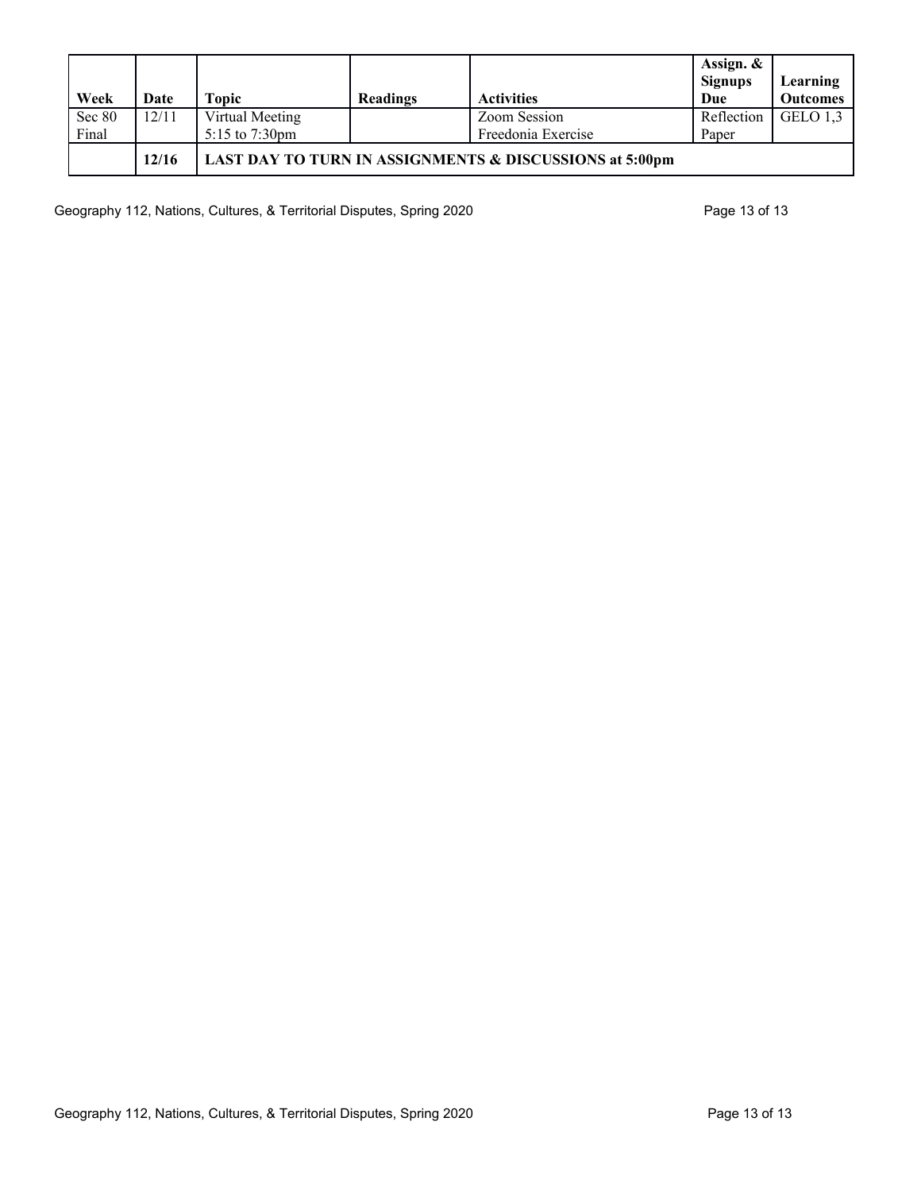| Week | Date | Topic | Readings | Activities | Assign. & Signups Due | Learning Outcomes |
|---|---|---|---|---|---|---|
| Sec 80 Final | 12/11 | Virtual Meeting 5:15 to 7:30pm | | Zoom Session Freedonia Exercise | Reflection Paper | GELO 1,3 |
| | **12/16** | **LAST DAY TO TURN IN ASSIGNMENTS & DISCUSSIONS at 5:00pm** | | | | |